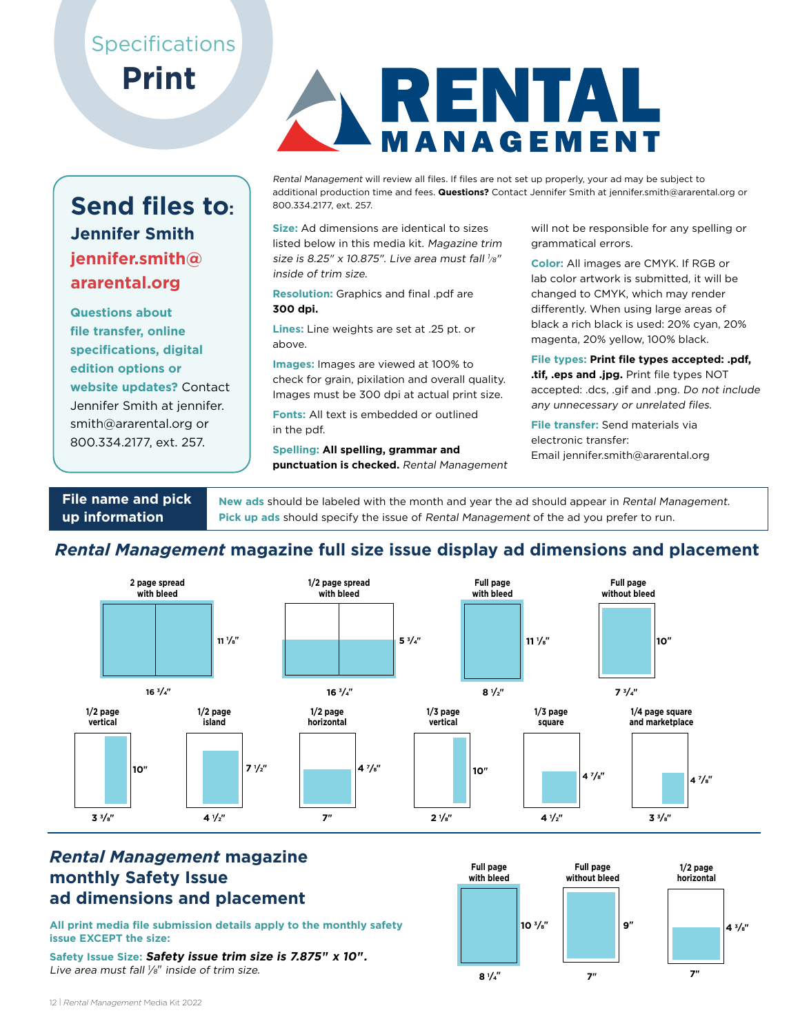Specifications

# Print

# RENTAL MANAGEMENT

## Send files to:

**Jennifer Smith**

**jennifer.smith@ararental.org**

**Questions about file transfer, online specifications, digital edition options or website updates?** Contact Jennifer Smith at jennifer.smith@ararental.org or 800.334.2177, ext. 257.

*Rental Management* will review all files. If files are not set up properly, your ad may be subject to additional production time and fees. **Questions?** Contact Jennifer Smith at jennifer.smith@ararental.org or 800.334.2177, ext. 257.

**Size:** Ad dimensions are identical to sizes listed below in this media kit. *Magazine trim size is 8.25" x 10.875". Live area must fall ⅛" inside of trim size.*

**Resolution:** Graphics and final .pdf are **300 dpi.**

**Lines:** Line weights are set at .25 pt. or above.

**Images:** Images are viewed at 100% to check for grain, pixilation and overall quality. Images must be 300 dpi at actual print size.

**Fonts:** All text is embedded or outlined in the pdf.

**Spelling:** **All spelling, grammar and punctuation is checked.** *Rental Management* will not be responsible for any spelling or grammatical errors.

**Color:** All images are CMYK. If RGB or lab color artwork is submitted, it will be changed to CMYK, which may render differently. When using large areas of black a rich black is used: 20% cyan, 20% magenta, 20% yellow, 100% black.

**File types:** **Print file types accepted: .pdf, .tif, .eps and .jpg.** Print file types NOT accepted: .dcs, .gif and .png. *Do not include any unnecessary or unrelated files.*

**File transfer:** Send materials via electronic transfer: Email jennifer.smith@ararental.org

**File name and pick up information**

**New ads** should be labeled with the month and year the ad should appear in *Rental Management*.
**Pick up ads** should specify the issue of *Rental Management* of the ad you prefer to run.

## *Rental Management* magazine full size issue display ad dimensions and placement

| Ad | Width | Height |
|---|---|---|
| 2 page spread with bleed | 16 ¾" | 11 ⅛" |
| 1/2 page spread with bleed | 16 ¾" | 5 ¾" |
| Full page with bleed | 8 ½" | 11 ⅛" |
| Full page without bleed | 7 ¾" | 10" |
| 1/2 page vertical | 3 ⅜" | 10" |
| 1/2 page island | 4 ½" | 7 ½" |
| 1/2 page horizontal | 7" | 4 ⅞" |
| 1/3 page vertical | 2 ⅛" | 10" |
| 1/3 page square | 4 ½" | 4 ⅞" |
| 1/4 page square and marketplace | 3 ⅜" | 4 ⅞" |

## *Rental Management* magazine monthly Safety Issue ad dimensions and placement

**All print media file submission details apply to the monthly safety issue EXCEPT the size:**

**Safety Issue Size:** ***Safety issue trim size is 7.875" x 10".***
*Live area must fall ⅛" inside of trim size.*

| Ad | Width | Height |
|---|---|---|
| Full page with bleed | 8 ¼" | 10 ⅜" |
| Full page without bleed | 7" | 9" |
| 1/2 page horizontal | 7" | 4 ⅜" |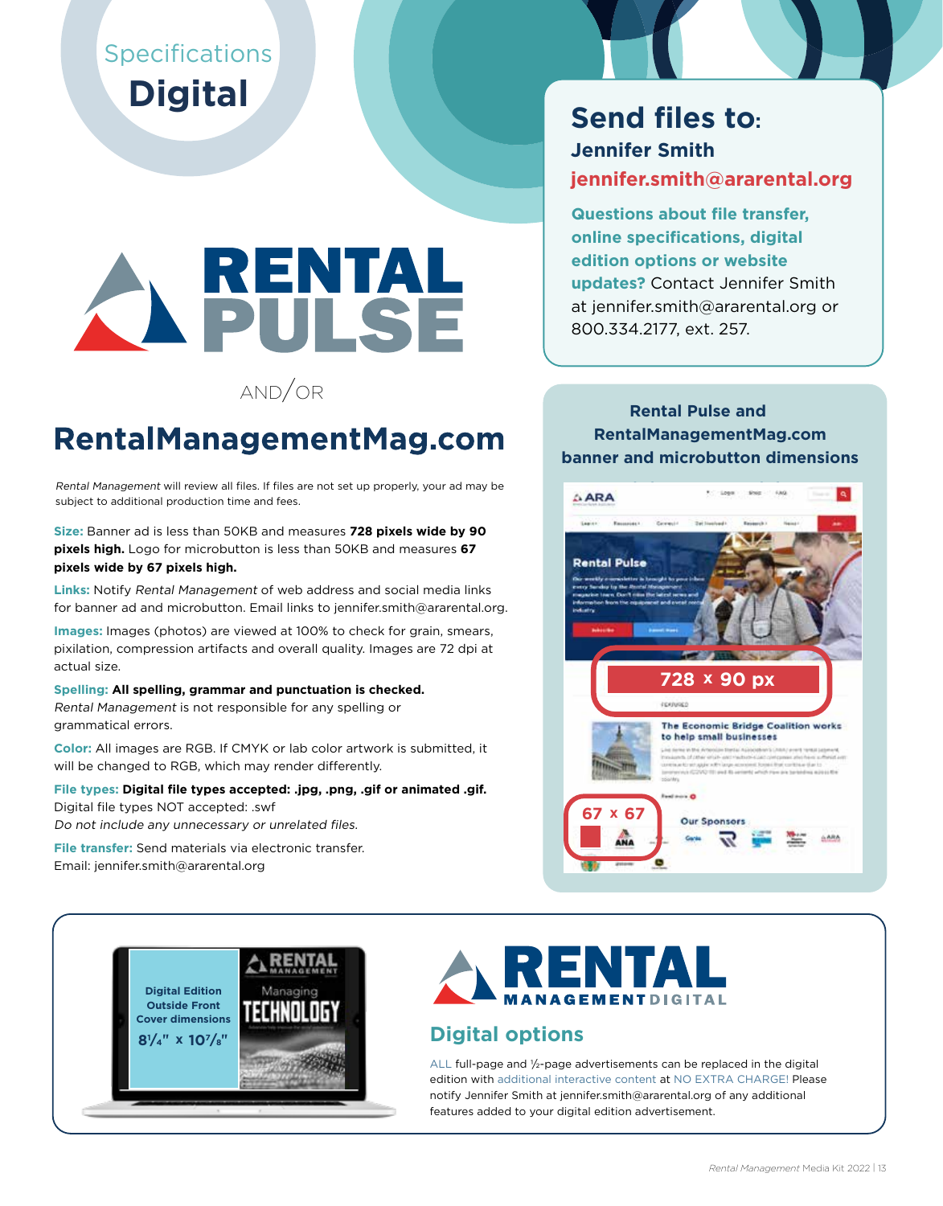# Specifications
## Digital

RENTAL PULSE

AND/OR

## RentalManagementMag.com

*Rental Management* will review all files. If files are not set up properly, your ad may be subject to additional production time and fees.

**Size:** Banner ad is less than 50KB and measures **728 pixels wide by 90 pixels high.** Logo for microbutton is less than 50KB and measures **67 pixels wide by 67 pixels high.**

**Links:** Notify *Rental Management* of web address and social media links for banner ad and microbutton. Email links to jennifer.smith@ararental.org.

**Images:** Images (photos) are viewed at 100% to check for grain, smears, pixilation, compression artifacts and overall quality. Images are 72 dpi at actual size.

**Spelling:** **All spelling, grammar and punctuation is checked.** *Rental Management* is not responsible for any spelling or grammatical errors.

**Color:** All images are RGB. If CMYK or lab color artwork is submitted, it will be changed to RGB, which may render differently.

**File types:** **Digital file types accepted: .jpg, .png, .gif or animated .gif.** Digital file types NOT accepted: .swf
*Do not include any unnecessary or unrelated files.*

**File transfer:** Send materials via electronic transfer.
Email: jennifer.smith@ararental.org

## Send files to:

**Jennifer Smith**
**jennifer.smith@ararental.org**

**Questions about file transfer, online specifications, digital edition options or website updates?** Contact Jennifer Smith at jennifer.smith@ararental.org or 800.334.2177, ext. 257.

### Rental Pulse and RentalManagementMag.com banner and microbutton dimensions

728 x 90 px

67 x 67

Digital Edition Outside Front Cover dimensions
8¼" x 10⅞"

RENTAL MANAGEMENT DIGITAL

## Digital options

ALL full-page and ½-page advertisements can be replaced in the digital edition with additional interactive content at NO EXTRA CHARGE! Please notify Jennifer Smith at jennifer.smith@ararental.org of any additional features added to your digital edition advertisement.